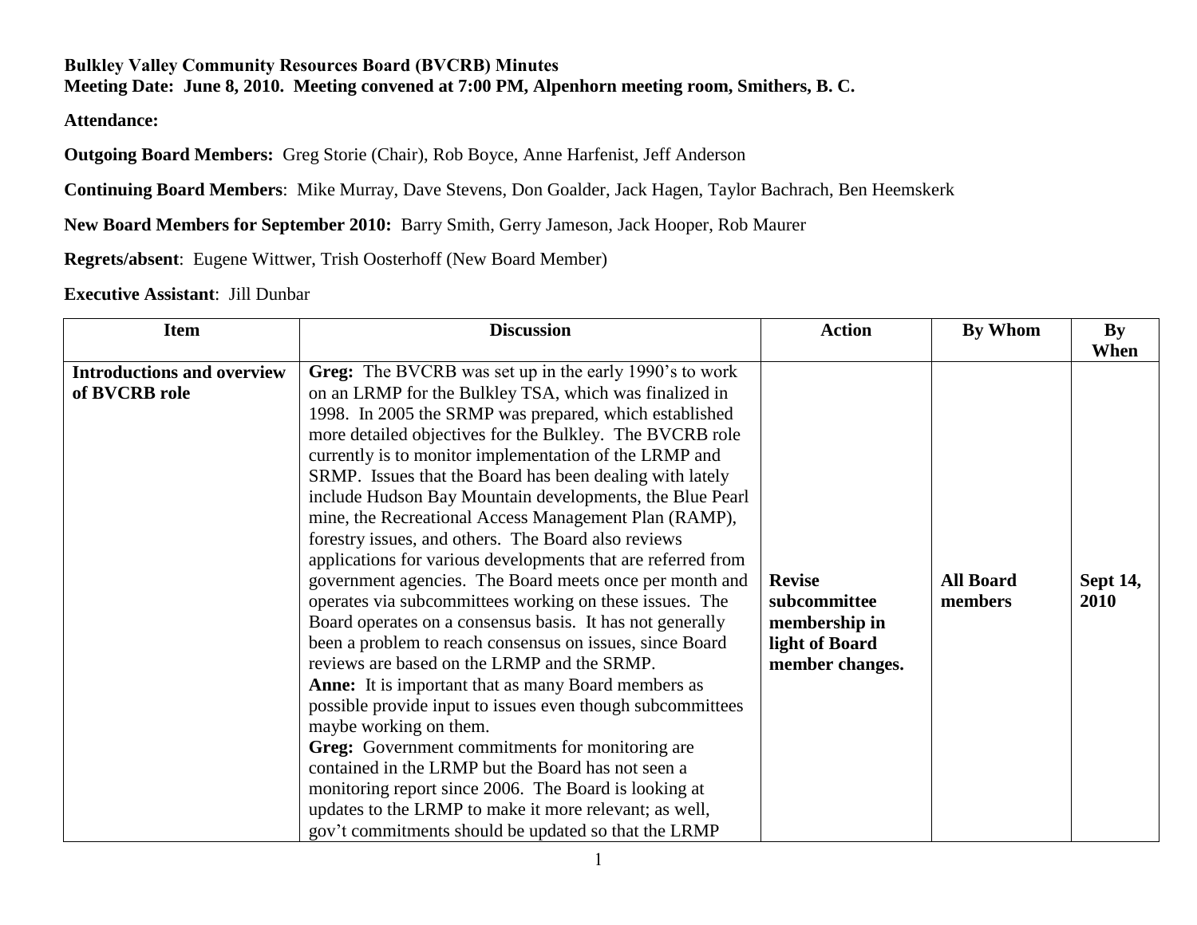**Bulkley Valley Community Resources Board (BVCRB) Minutes**
**Meeting Date: June 8, 2010. Meeting convened at 7:00 PM, Alpenhorn meeting room, Smithers, B. C.**

**Attendance:**

**Outgoing Board Members:** Greg Storie (Chair), Rob Boyce, Anne Harfenist, Jeff Anderson

**Continuing Board Members**: Mike Murray, Dave Stevens, Don Goalder, Jack Hagen, Taylor Bachrach, Ben Heemskerk

**New Board Members for September 2010:** Barry Smith, Gerry Jameson, Jack Hooper, Rob Maurer

**Regrets/absent**: Eugene Wittwer, Trish Oosterhoff (New Board Member)

**Executive Assistant**: Jill Dunbar

| Item | Discussion | Action | By Whom | By When |
|---|---|---|---|---|
| **Introductions and overview of BVCRB role** | **Greg:** The BVCRB was set up in the early 1990's to work on an LRMP for the Bulkley TSA, which was finalized in 1998. In 2005 the SRMP was prepared, which established more detailed objectives for the Bulkley. The BVCRB role currently is to monitor implementation of the LRMP and SRMP. Issues that the Board has been dealing with lately include Hudson Bay Mountain developments, the Blue Pearl mine, the Recreational Access Management Plan (RAMP), forestry issues, and others. The Board also reviews applications for various developments that are referred from government agencies. The Board meets once per month and operates via subcommittees working on these issues. The Board operates on a consensus basis. It has not generally been a problem to reach consensus on issues, since Board reviews are based on the LRMP and the SRMP.<br>**Anne:** It is important that as many Board members as possible provide input to issues even though subcommittees maybe working on them.<br>**Greg:** Government commitments for monitoring are contained in the LRMP but the Board has not seen a monitoring report since 2006. The Board is looking at updates to the LRMP to make it more relevant; as well, gov't commitments should be updated so that the LRMP | **Revise subcommittee membership in light of Board member changes.** | **All Board members** | **Sept 14, 2010** |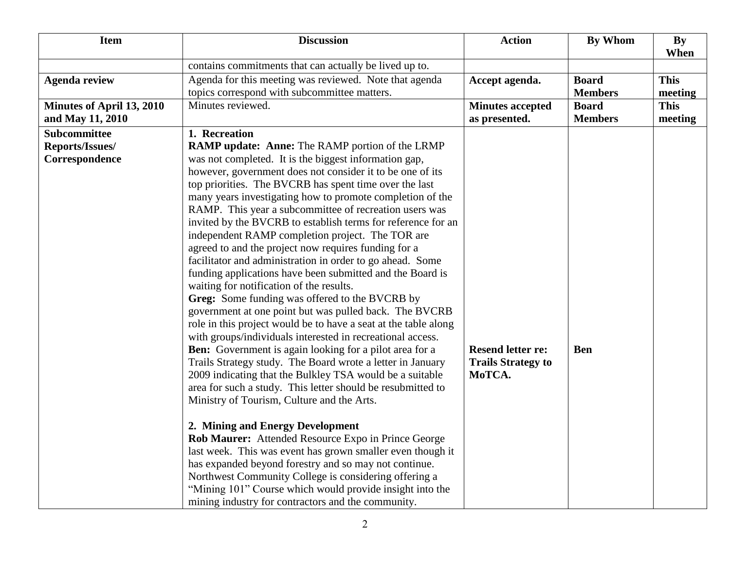| Item | Discussion | Action | By Whom | By When |
|---|---|---|---|---|
| | contains commitments that can actually be lived up to. | | | |
| **Agenda review** | Agenda for this meeting was reviewed. Note that agenda topics correspond with subcommittee matters. | **Accept agenda.** | **Board Members** | **This meeting** |
| **Minutes of April 13, 2010 and May 11, 2010** | Minutes reviewed. | **Minutes accepted as presented.** | **Board Members** | **This meeting** |
| **Subcommittee Reports/Issues/ Correspondence** | **1. Recreation**<br>**RAMP update: Anne:** The RAMP portion of the LRMP was not completed. It is the biggest information gap, however, government does not consider it to be one of its top priorities. The BVCRB has spent time over the last many years investigating how to promote completion of the RAMP. This year a subcommittee of recreation users was invited by the BVCRB to establish terms for reference for an independent RAMP completion project. The TOR are agreed to and the project now requires funding for a facilitator and administration in order to go ahead. Some funding applications have been submitted and the Board is waiting for notification of the results.<br>**Greg:** Some funding was offered to the BVCRB by government at one point but was pulled back. The BVCRB role in this project would be to have a seat at the table along with groups/individuals interested in recreational access.<br>**Ben:** Government is again looking for a pilot area for a Trails Strategy study. The Board wrote a letter in January 2009 indicating that the Bulkley TSA would be a suitable area for such a study. This letter should be resubmitted to Ministry of Tourism, Culture and the Arts.<br><br>**2. Mining and Energy Development**<br>**Rob Maurer:** Attended Resource Expo in Prince George last week. This was event has grown smaller even though it has expanded beyond forestry and so may not continue. Northwest Community College is considering offering a "Mining 101" Course which would provide insight into the mining industry for contractors and the community. | **Resend letter re: Trails Strategy to MoTCA.** | **Ben** | |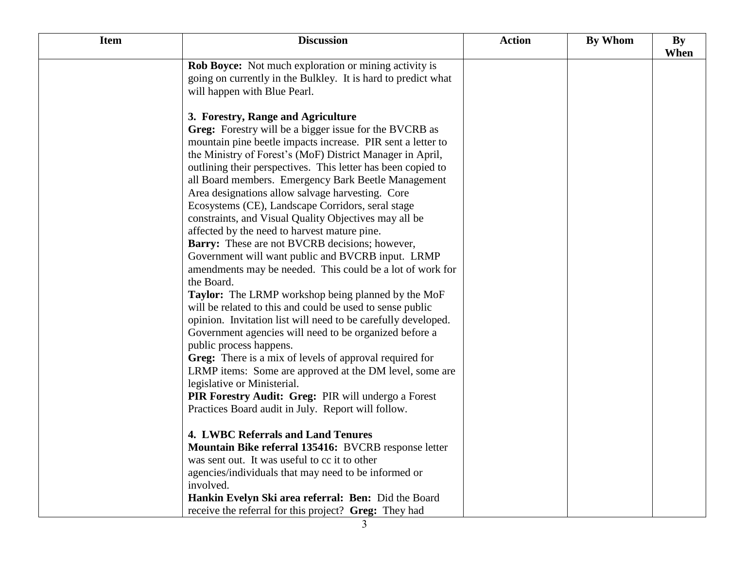| Item | Discussion | Action | By Whom | By When |
|---|---|---|---|---|
| | **Rob Boyce:** Not much exploration or mining activity is going on currently in the Bulkley. It is hard to predict what will happen with Blue Pearl.<br><br>**3. Forestry, Range and Agriculture**<br>**Greg:** Forestry will be a bigger issue for the BVCRB as mountain pine beetle impacts increase. PIR sent a letter to the Ministry of Forest's (MoF) District Manager in April, outlining their perspectives. This letter has been copied to all Board members. Emergency Bark Beetle Management Area designations allow salvage harvesting. Core Ecosystems (CE), Landscape Corridors, seral stage constraints, and Visual Quality Objectives may all be affected by the need to harvest mature pine.<br>**Barry:** These are not BVCRB decisions; however, Government will want public and BVCRB input. LRMP amendments may be needed. This could be a lot of work for the Board.<br>**Taylor:** The LRMP workshop being planned by the MoF will be related to this and could be used to sense public opinion. Invitation list will need to be carefully developed. Government agencies will need to be organized before a public process happens.<br>**Greg:** There is a mix of levels of approval required for LRMP items: Some are approved at the DM level, some are legislative or Ministerial.<br>**PIR Forestry Audit: Greg:** PIR will undergo a Forest Practices Board audit in July. Report will follow.<br><br>**4. LWBC Referrals and Land Tenures**<br>**Mountain Bike referral 135416:** BVCRB response letter was sent out. It was useful to cc it to other agencies/individuals that may need to be informed or involved.<br>**Hankin Evelyn Ski area referral: Ben:** Did the Board receive the referral for this project? **Greg:** They had | | | |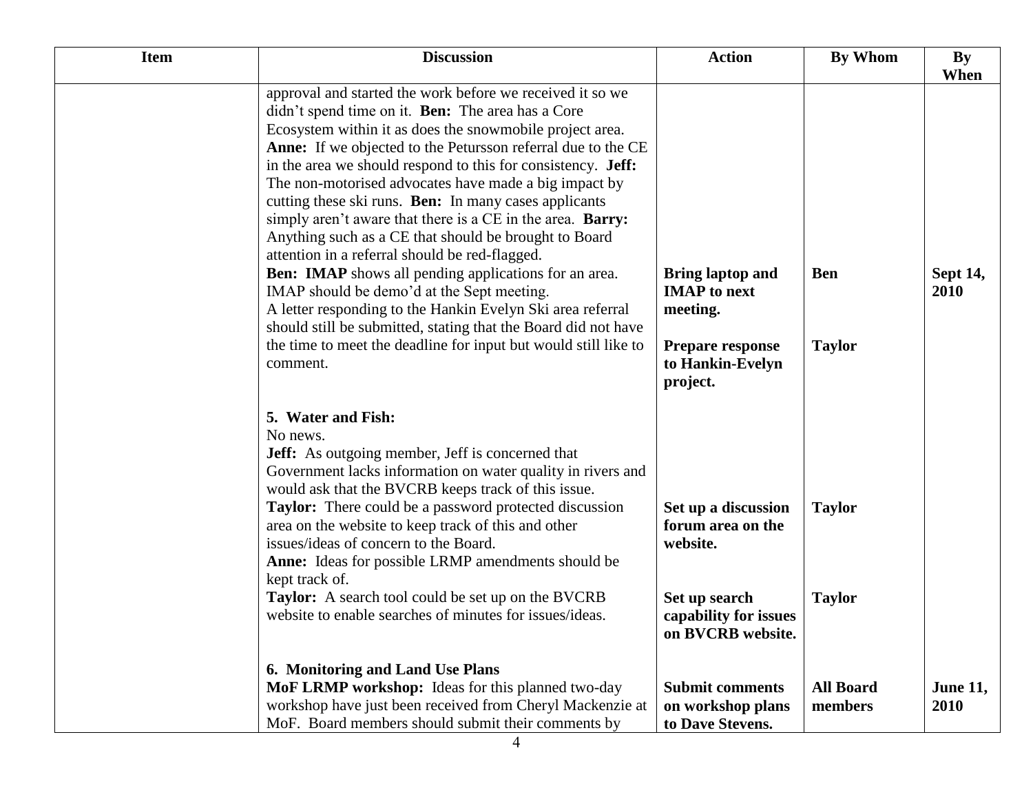| Item | Discussion | Action | By Whom | By When |
|---|---|---|---|---|
| | approval and started the work before we received it so we didn't spend time on it. **Ben:** The area has a Core Ecosystem within it as does the snowmobile project area. **Anne:** If we objected to the Petursson referral due to the CE in the area we should respond to this for consistency. **Jeff:** The non-motorised advocates have made a big impact by cutting these ski runs. **Ben:** In many cases applicants simply aren't aware that there is a CE in the area. **Barry:** Anything such as a CE that should be brought to Board attention in a referral should be red-flagged. | | | |
| | **Ben: IMAP** shows all pending applications for an area. IMAP should be demo'd at the Sept meeting. | **Bring laptop and IMAP to next meeting.** | **Ben** | **Sept 14, 2010** |
| | A letter responding to the Hankin Evelyn Ski area referral should still be submitted, stating that the Board did not have the time to meet the deadline for input but would still like to comment. | **Prepare response to Hankin-Evelyn project.** | **Taylor** | |
| | **5. Water and Fish:** No news. **Jeff:** As outgoing member, Jeff is concerned that Government lacks information on water quality in rivers and would ask that the BVCRB keeps track of this issue. | | | |
| | **Taylor:** There could be a password protected discussion area on the website to keep track of this and other issues/ideas of concern to the Board. **Anne:** Ideas for possible LRMP amendments should be kept track of. | **Set up a discussion forum area on the website.** | **Taylor** | |
| | **Taylor:** A search tool could be set up on the BVCRB website to enable searches of minutes for issues/ideas. | **Set up search capability for issues on BVCRB website.** | **Taylor** | |
| | **6. Monitoring and Land Use Plans** **MoF LRMP workshop:** Ideas for this planned two-day workshop have just been received from Cheryl Mackenzie at MoF. Board members should submit their comments by | **Submit comments on workshop plans to Dave Stevens.** | **All Board members** | **June 11, 2010** |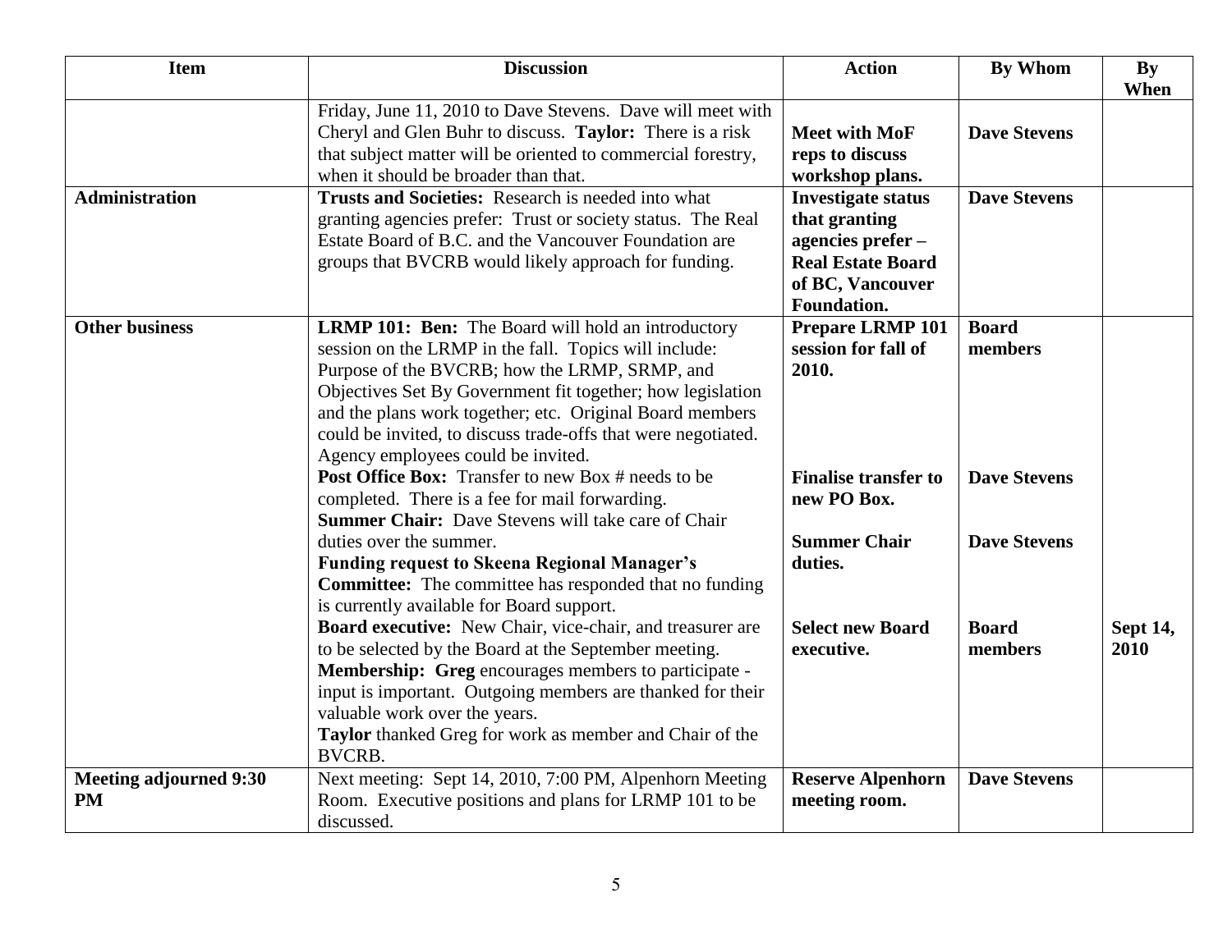| Item | Discussion | Action | By Whom | By When |
|---|---|---|---|---|
| | Friday, June 11, 2010 to Dave Stevens. Dave will meet with Cheryl and Glen Buhr to discuss. **Taylor:** There is a risk that subject matter will be oriented to commercial forestry, when it should be broader than that. | **Meet with MoF reps to discuss workshop plans.** | **Dave Stevens** | |
| **Administration** | **Trusts and Societies:** Research is needed into what granting agencies prefer: Trust or society status. The Real Estate Board of B.C. and the Vancouver Foundation are groups that BVCRB would likely approach for funding. | **Investigate status that granting agencies prefer – Real Estate Board of BC, Vancouver Foundation.** | **Dave Stevens** | |
| **Other business** | **LRMP 101: Ben:** The Board will hold an introductory session on the LRMP in the fall. Topics will include: Purpose of the BVCRB; how the LRMP, SRMP, and Objectives Set By Government fit together; how legislation and the plans work together; etc. Original Board members could be invited, to discuss trade-offs that were negotiated. Agency employees could be invited. | **Prepare LRMP 101 session for fall of 2010.** | **Board members** | |
| | **Post Office Box:** Transfer to new Box # needs to be completed. There is a fee for mail forwarding. | **Finalise transfer to new PO Box.** | **Dave Stevens** | |
| | **Summer Chair:** Dave Stevens will take care of Chair duties over the summer. | **Summer Chair duties.** | **Dave Stevens** | |
| | **Funding request to Skeena Regional Manager's Committee:** The committee has responded that no funding is currently available for Board support. | | | |
| | **Board executive:** New Chair, vice-chair, and treasurer are to be selected by the Board at the September meeting. | **Select new Board executive.** | **Board members** | **Sept 14, 2010** |
| | **Membership: Greg** encourages members to participate - input is important. Outgoing members are thanked for their valuable work over the years. **Taylor** thanked Greg for work as member and Chair of the BVCRB. | | | |
| **Meeting adjourned 9:30 PM** | Next meeting: Sept 14, 2010, 7:00 PM, Alpenhorn Meeting Room. Executive positions and plans for LRMP 101 to be discussed. | **Reserve Alpenhorn meeting room.** | **Dave Stevens** | |